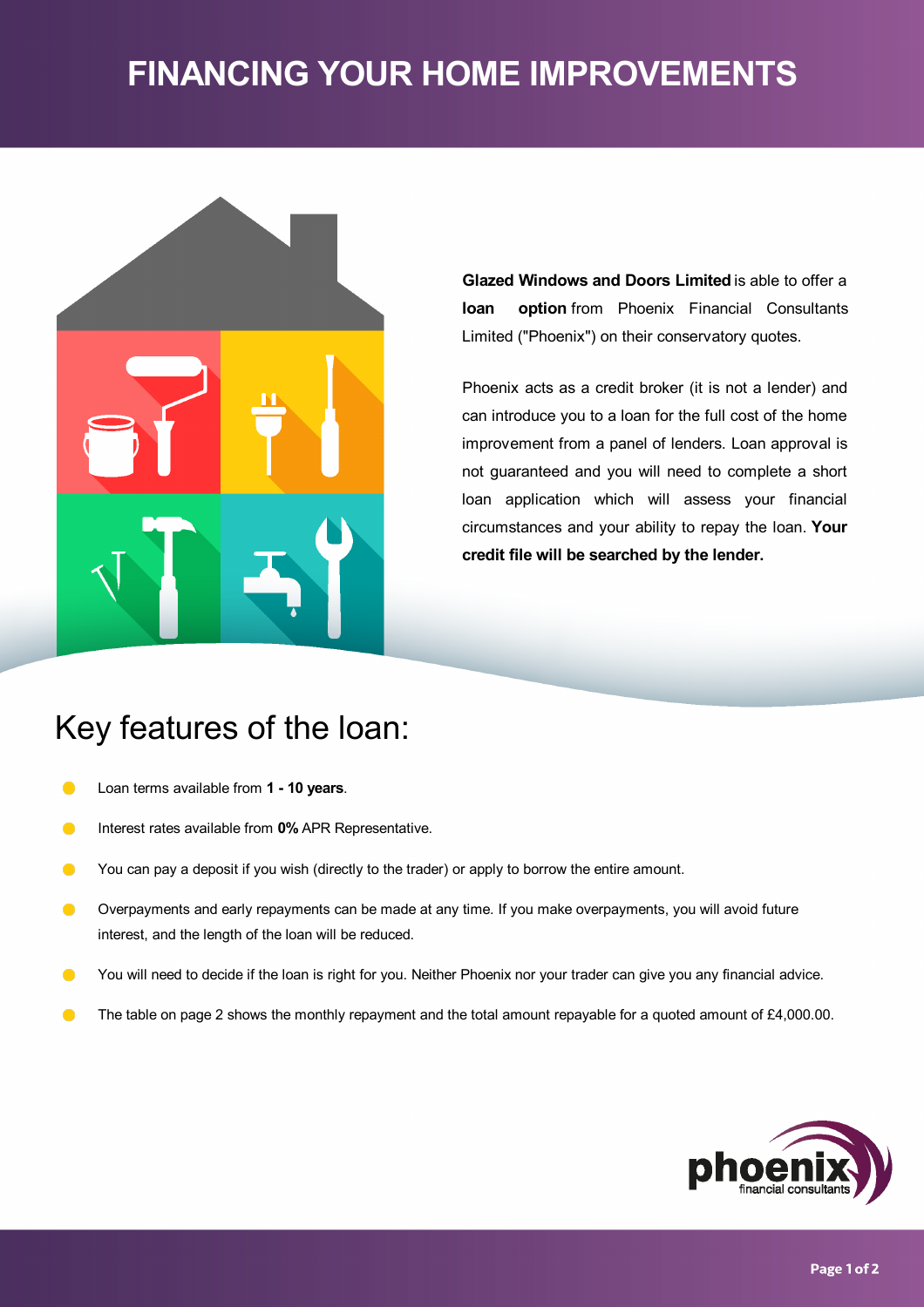# FINANCING YOUR HOME IMPROVEMENTS

**Glazed Windows and Doors Limited** is able to offer a **loan option** from Phoenix Financial Consultants Limited ("Phoenix") on their conservatory quotes.

Phoenix acts as a credit broker (it is not a lender) and can introduce you to a loan for the full cost of the home improvement from a panel of lenders. Loan approval is not guaranteed and you will need to complete a short loan application which will assess your financial circumstances and your ability to repay the loan. **Your credit file will be searched by the lender.**

## Key features of the loan:

- Loan terms available from **1 - 10 years**.
- Interest rates available from **0%** APR Representative.
- You can pay a deposit if you wish (directly to the trader) or apply to borrow the entire amount.
- Overpayments and early repayments can be made at any time. If you make overpayments, you will avoid future interest, and the length of the loan will be reduced.
- You will need to decide if the loan is right for you. Neither Phoenix nor your trader can give you any financial advice.
- The table on page 2 shows the monthly repayment and the total amount repayable for a quoted amount of £4,000.00.

phoenix financial consultants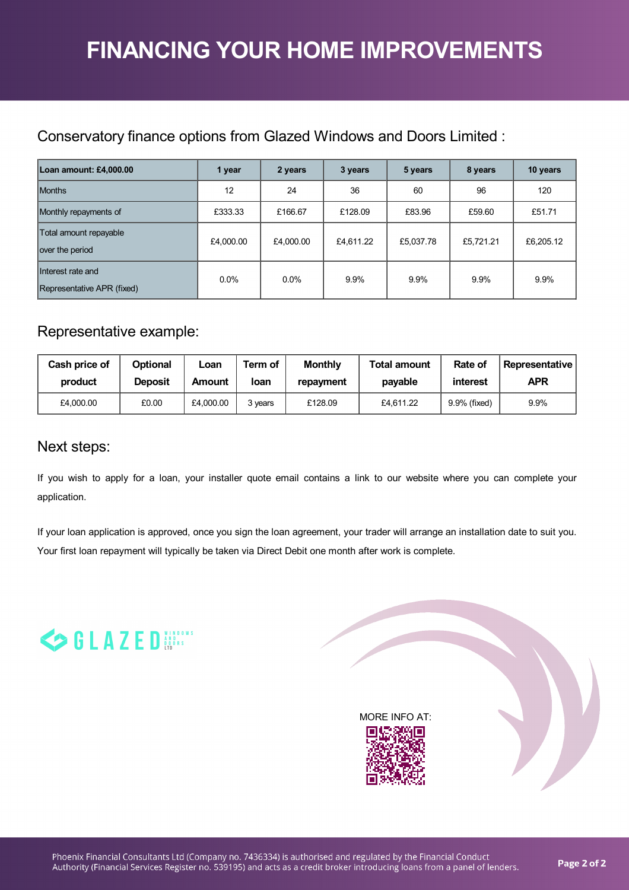# FINANCING YOUR HOME IMPROVEMENTS

## Conservatory finance options from Glazed Windows and Doors Limited :

| Loan amount: £4,000.00 | 1 year | 2 years | 3 years | 5 years | 8 years | 10 years |
|---|---|---|---|---|---|---|
| Months | 12 | 24 | 36 | 60 | 96 | 120 |
| Monthly repayments of | £333.33 | £166.67 | £128.09 | £83.96 | £59.60 | £51.71 |
| Total amount repayable over the period | £4,000.00 | £4,000.00 | £4,611.22 | £5,037.78 | £5,721.21 | £6,205.12 |
| Interest rate and Representative APR (fixed) | 0.0% | 0.0% | 9.9% | 9.9% | 9.9% | 9.9% |

## Representative example:

| Cash price of product | Optional Deposit | Loan Amount | Term of loan | Monthly repayment | Total amount payable | Rate of interest | Representative APR |
|---|---|---|---|---|---|---|---|
| £4,000.00 | £0.00 | £4,000.00 | 3 years | £128.09 | £4,611.22 | 9.9% (fixed) | 9.9% |

## Next steps:

If you wish to apply for a loan, your installer quote email contains a link to our website where you can complete your application.

If your loan application is approved, once you sign the loan agreement, your trader will arrange an installation date to suit you. Your first loan repayment will typically be taken via Direct Debit one month after work is complete.

GLAZED WINDOWS AND DOORS LTD

MORE INFO AT:

Phoenix Financial Consultants Ltd (Company no. 7436334) is authorised and regulated by the Financial Conduct Authority (Financial Services Register no. 539195) and acts as a credit broker introducing loans from a panel of lenders.